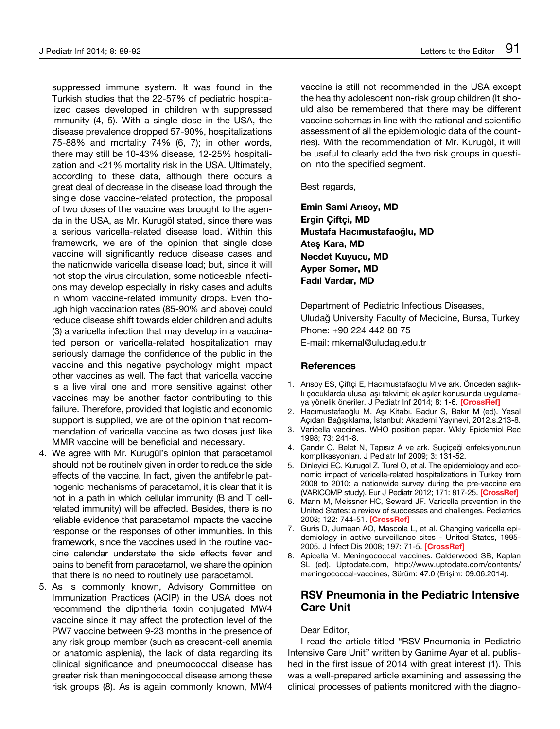suppressed immune system. It was found in the Turkish studies that the 22-57% of pediatric hospitalized cases developed in children with suppressed immunity (4, 5). With a single dose in the USA, the disease prevalence dropped 57-90%, hospitalizations 75-88% and mortality 74% (6, 7); in other words, there may still be 10-43% disease, 12-25% hospitalization and <21% mortality risk in the USA. Ultimately, according to these data, although there occurs a great deal of decrease in the disease load through the single dose vaccine-related protection, the proposal of two doses of the vaccine was brought to the agenda in the USA, as Mr. Kurugöl stated, since there was a serious varicella-related disease load. Within this framework, we are of the opinion that single dose vaccine will significantly reduce disease cases and the nationwide varicella disease load; but, since it will not stop the virus circulation, some noticeable infections may develop especially in risky cases and adults in whom vaccine-related immunity drops. Even though high vaccination rates (85-90% and above) could reduce disease shift towards elder children and adults (3) a varicella infection that may develop in a vaccinated person or varicella-related hospitalization may seriously damage the confidence of the public in the vaccine and this negative psychology might impact other vaccines as well. The fact that varicella vaccine is a live viral one and more sensitive against other vaccines may be another factor contributing to this failure. Therefore, provided that logistic and economic support is supplied, we are of the opinion that recommendation of varicella vaccine as two doses just like MMR vaccine will be beneficial and necessary.

4. We agree with Mr. Kurugül's opinion that paracetamol should not be routinely given in order to reduce the side effects of the vaccine. In fact, given the antifebrile pathogenic mechanisms of paracetamol, it is clear that it is not in a path in which cellular immunity (B and T cell-related immunity) will be affected. Besides, there is no reliable evidence that paracetamol impacts the vaccine response or the responses of other immunities. In this framework, since the vaccines used in the routine vaccine calendar understate the side effects fever and pains to benefit from paracetamol, we share the opinion that there is no need to routinely use paracetamol.
5. As is commonly known, Advisory Committee on Immunization Practices (ACIP) in the USA does not recommend the diphtheria toxin conjugated MW4 vaccine since it may affect the protection level of the PW7 vaccine between 9-23 months in the presence of any risk group member (such as crescent-cell anemia or anatomic asplenia), the lack of data regarding its clinical significance and pneumococcal disease has greater risk than meningococcal disease among these risk groups (8). As is again commonly known, MW4 vaccine is still not recommended in the USA except the healthy adolescent non-risk group children (It should also be remembered that there may be different vaccine schemas in line with the rational and scientific assessment of all the epidemiologic data of the countries). With the recommendation of Mr. Kurugöl, it will be useful to clearly add the two risk groups in question into the specified segment.

Best regards,

**Emin Sami Arısoy, MD**
**Ergin Çiftçi, MD**
**Mustafa Hacımustafaoğlu, MD**
**Ateş Kara, MD**
**Necdet Kuyucu, MD**
**Ayper Somer, MD**
**Fadıl Vardar, MD**

Department of Pediatric Infectious Diseases,
Uludağ University Faculty of Medicine, Bursa, Turkey
Phone: +90 224 442 88 75
E-mail: mkemal@uludag.edu.tr

## References

1. Arısoy ES, Çiftçi E, Hacımustafaoğlu M ve ark. Önceden sağlıklı çocuklarda ulusal aşı takvimi; ek aşılar konusunda uygulamaya yönelik öneriler. J Pediatr Inf 2014; 8: 1-6. [CrossRef]
2. Hacımustafaoğlu M. Aşı Kitabı. Badur S, Bakır M (ed). Yasal Açıdan Bağışıklama, İstanbul: Akademi Yayınevi, 2012.s.213-8.
3. Varicella vaccines. WHO position paper. Wkly Epidemiol Rec 1998; 73: 241-8.
4. Çandır O, Belet N, Tapısız A ve ark. Suçiçeği enfeksiyonunun komplikasyonları. J Pediatr Inf 2009; 3: 131-52.
5. Dinleyici EC, Kurugol Z, Turel O, et al. The epidemiology and economic impact of varicella-related hospitalizations in Turkey from 2008 to 2010: a nationwide survey during the pre-vaccine era (VARICOMP study). Eur J Pediatr 2012; 171: 817-25. [CrossRef]
6. Marin M, Meissner HC, Seward JF. Varicella prevention in the United States: a review of successes and challenges. Pediatrics 2008; 122: 744-51. [CrossRef]
7. Guris D, Jumaan AO, Mascola L, et al. Changing varicella epidemiology in active surveillance sites - United States, 1995-2005. J Infect Dis 2008; 197: 71-5. [CrossRef]
8. Apicella M. Meningococcal vaccines. Calderwood SB, Kaplan SL (ed). Uptodate.com, http://www.uptodate.com/contents/meningococcal-vaccines, Sürüm: 47.0 (Erişim: 09.06.2014).

## RSV Pneumonia in the Pediatric Intensive Care Unit

Dear Editor,

I read the article titled "RSV Pneumonia in Pediatric Intensive Care Unit" written by Ganime Ayar et al. published in the first issue of 2014 with great interest (1). This was a well-prepared article examining and assessing the clinical processes of patients monitored with the diagno-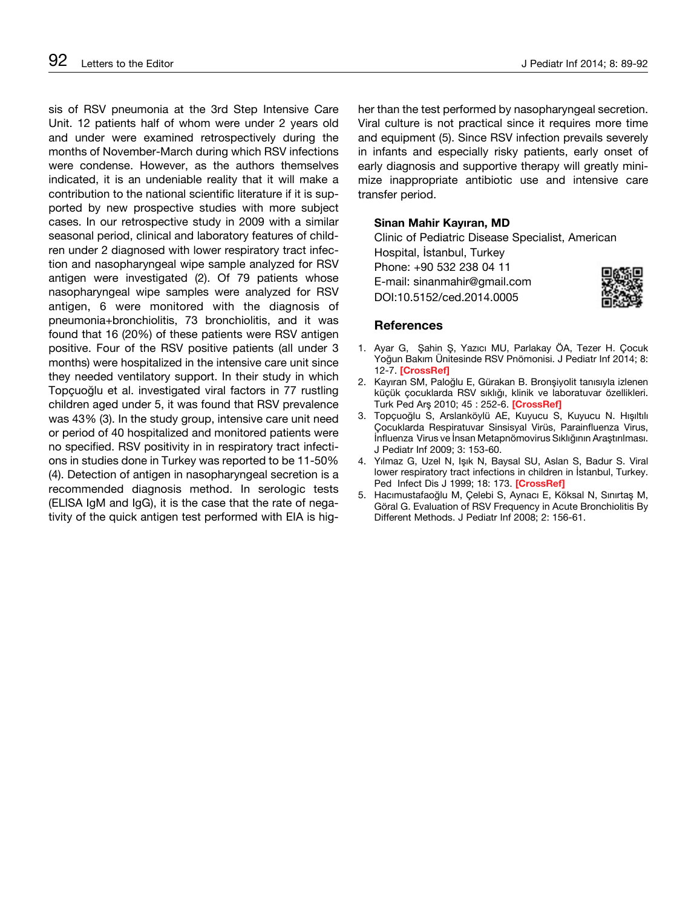sis of RSV pneumonia at the 3rd Step Intensive Care Unit. 12 patients half of whom were under 2 years old and under were examined retrospectively during the months of November-March during which RSV infections were condense. However, as the authors themselves indicated, it is an undeniable reality that it will make a contribution to the national scientific literature if it is supported by new prospective studies with more subject cases. In our retrospective study in 2009 with a similar seasonal period, clinical and laboratory features of children under 2 diagnosed with lower respiratory tract infection and nasopharyngeal wipe sample analyzed for RSV antigen were investigated (2). Of 79 patients whose nasopharyngeal wipe samples were analyzed for RSV antigen, 6 were monitored with the diagnosis of pneumonia+bronchiolitis, 73 bronchiolitis, and it was found that 16 (20%) of these patients were RSV antigen positive. Four of the RSV positive patients (all under 3 months) were hospitalized in the intensive care unit since they needed ventilatory support. In their study in which Topçuoğlu et al. investigated viral factors in 77 rustling children aged under 5, it was found that RSV prevalence was 43% (3). In the study group, intensive care unit need or period of 40 hospitalized and monitored patients were no specified. RSV positivity in in respiratory tract infections in studies done in Turkey was reported to be 11-50% (4). Detection of antigen in nasopharyngeal secretion is a recommended diagnosis method. In serologic tests (ELISA IgM and IgG), it is the case that the rate of negativity of the quick antigen test performed with EIA is higher than the test performed by nasopharyngeal secretion. Viral culture is not practical since it requires more time and equipment (5). Since RSV infection prevails severely in infants and especially risky patients, early onset of early diagnosis and supportive therapy will greatly minimize inappropriate antibiotic use and intensive care transfer period.

**Sinan Mahir Kayıran, MD**

Clinic of Pediatric Disease Specialist, American Hospital, İstanbul, Turkey
Phone: +90 532 238 04 11
E-mail: sinanmahir@gmail.com
DOI:10.5152/ced.2014.0005

## References

1. Ayar G, Şahin Ş, Yazıcı MU, Parlakay ÖA, Tezer H. Çocuk Yoğun Bakım Ünitesinde RSV Pnömonisi. J Pediatr Inf 2014; 8: 12-7. [CrossRef]
2. Kayıran SM, Paloğlu E, Gürakan B. Bronşiyolit tanısıyla izlenen küçük çocuklarda RSV sıklığı, klinik ve laboratuvar özellikleri. Turk Ped Arş 2010; 45 : 252-6. [CrossRef]
3. Topçuoğlu S, Arslanköylü AE, Kuyucu S, Kuyucu N. Hışıltılı Çocuklarda Respiratuvar Sinsisyal Virüs, Parainfluenza Virus, İnfluenza Virus ve İnsan Metapnömovirus Sıklığının Araştırılması. J Pediatr Inf 2009; 3: 153-60.
4. Yılmaz G, Uzel N, Işık N, Baysal SU, Aslan S, Badur S. Viral lower respiratory tract infections in children in İstanbul, Turkey. Ped Infect Dis J 1999; 18: 173. [CrossRef]
5. Hacımustafaoğlu M, Çelebi S, Aynacı E, Köksal N, Sınırtaş M, Göral G. Evaluation of RSV Frequency in Acute Bronchiolitis By Different Methods. J Pediatr Inf 2008; 2: 156-61.